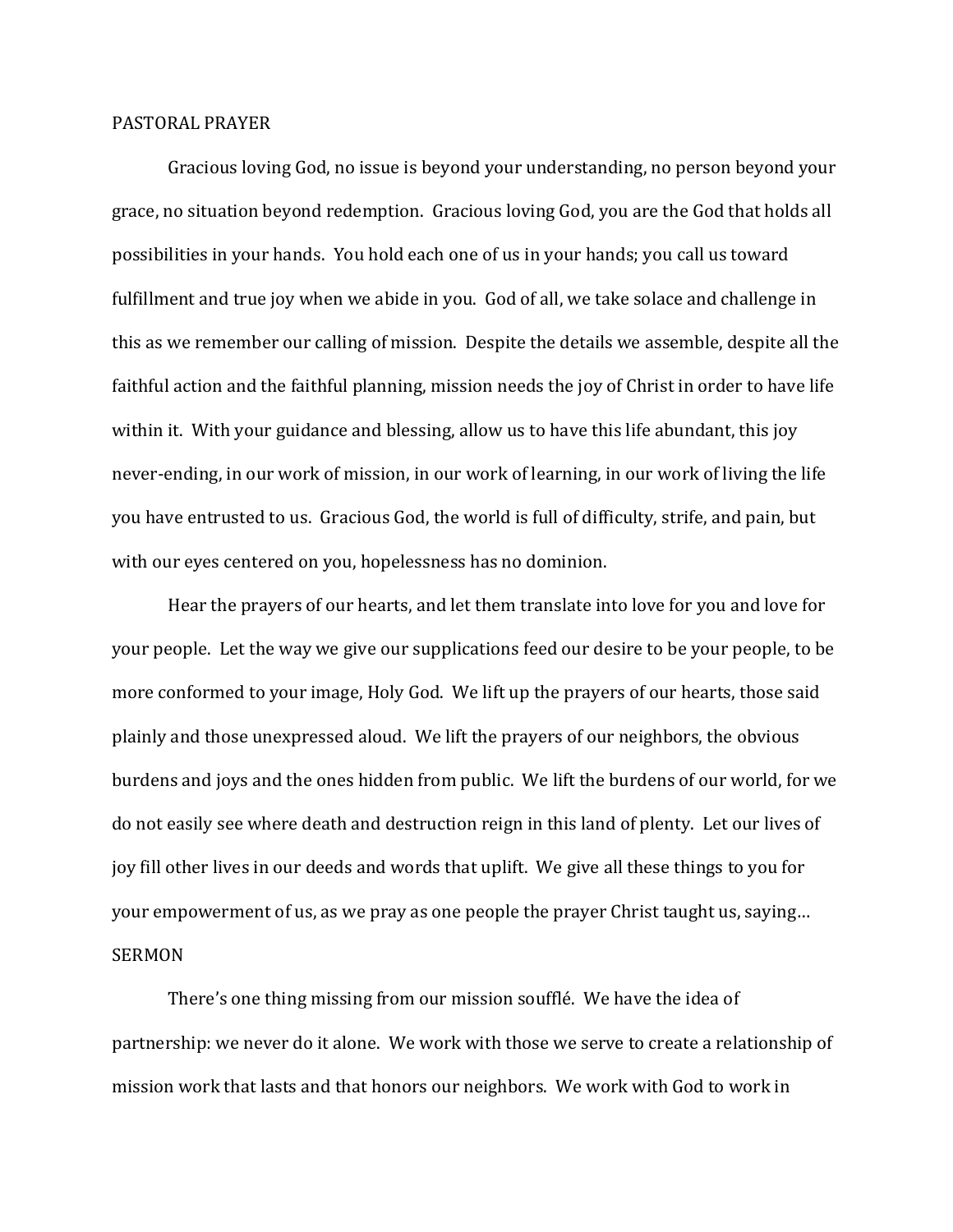# PASTORAL PRAYER

Gracious loving God, no issue is beyond your understanding, no person beyond your grace, no situation beyond redemption. Gracious loving God, you are the God that holds all possibilities in your hands. You hold each one of us in your hands; you call us toward fulfillment and true joy when we abide in you. God of all, we take solace and challenge in this as we remember our calling of mission. Despite the details we assemble, despite all the faithful action and the faithful planning, mission needs the joy of Christ in order to have life within it. With your guidance and blessing, allow us to have this life abundant, this joy never-ending, in our work of mission, in our work of learning, in our work of living the life you have entrusted to us. Gracious God, the world is full of difficulty, strife, and pain, but with our eyes centered on you, hopelessness has no dominion.

Hear the prayers of our hearts, and let them translate into love for you and love for your people. Let the way we give our supplications feed our desire to be your people, to be more conformed to your image, Holy God. We lift up the prayers of our hearts, those said plainly and those unexpressed aloud. We lift the prayers of our neighbors, the obvious burdens and joys and the ones hidden from public. We lift the burdens of our world, for we do not easily see where death and destruction reign in this land of plenty. Let our lives of joy fill other lives in our deeds and words that uplift. We give all these things to you for your empowerment of us, as we pray as one people the prayer Christ taught us, saying…

# SERMON

There's one thing missing from our mission soufflé. We have the idea of partnership: we never do it alone. We work with those we serve to create a relationship of mission work that lasts and that honors our neighbors. We work with God to work in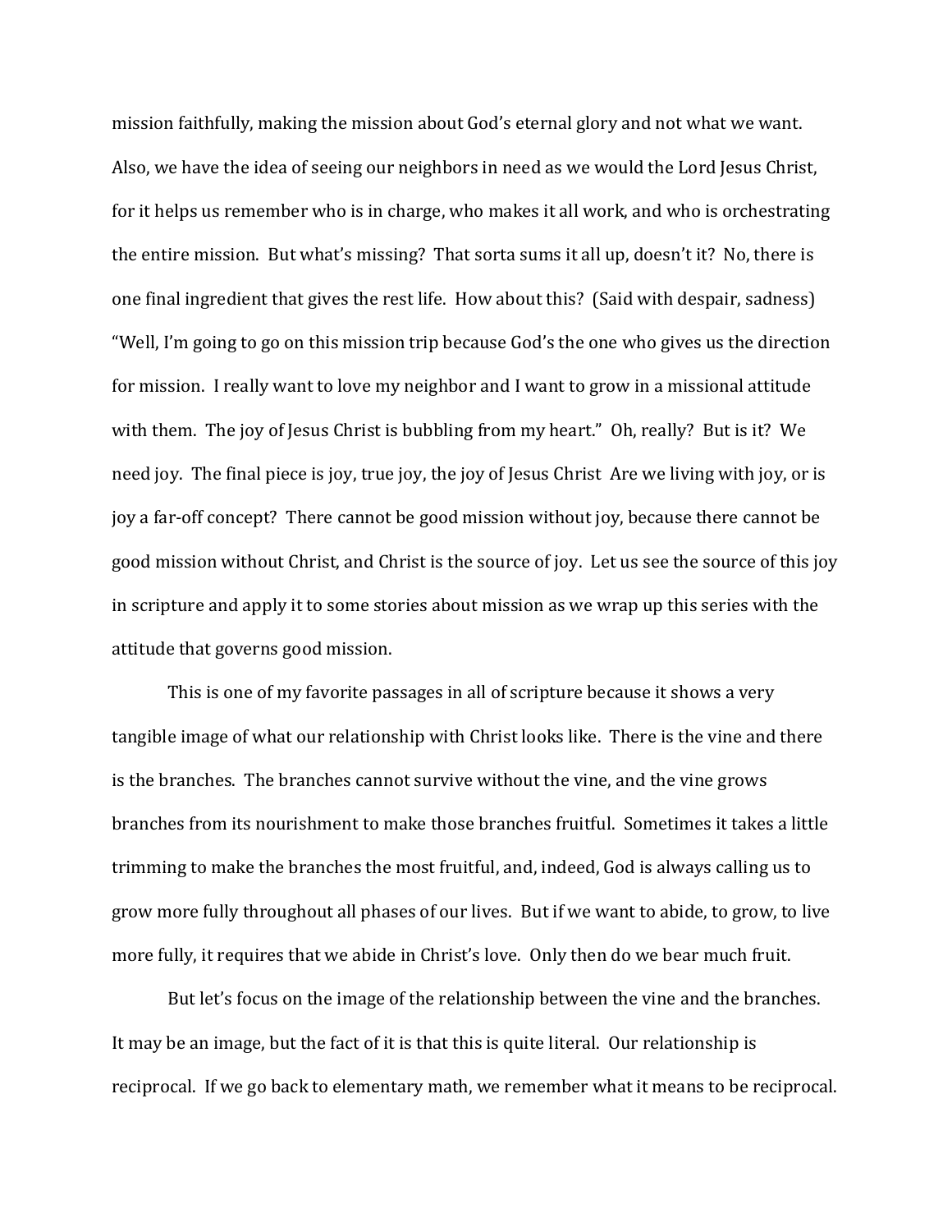mission faithfully, making the mission about God's eternal glory and not what we want. Also, we have the idea of seeing our neighbors in need as we would the Lord Jesus Christ, for it helps us remember who is in charge, who makes it all work, and who is orchestrating the entire mission. But what's missing? That sorta sums it all up, doesn't it? No, there is one final ingredient that gives the rest life. How about this? (Said with despair, sadness) "Well, I'm going to go on this mission trip because God's the one who gives us the direction for mission. I really want to love my neighbor and I want to grow in a missional attitude with them. The joy of Jesus Christ is bubbling from my heart." Oh, really? But is it? We need joy. The final piece is joy, true joy, the joy of Jesus Christ Are we living with joy, or is joy a far-off concept? There cannot be good mission without joy, because there cannot be good mission without Christ, and Christ is the source of joy. Let us see the source of this joy in scripture and apply it to some stories about mission as we wrap up this series with the attitude that governs good mission.

This is one of my favorite passages in all of scripture because it shows a very tangible image of what our relationship with Christ looks like. There is the vine and there is the branches. The branches cannot survive without the vine, and the vine grows branches from its nourishment to make those branches fruitful. Sometimes it takes a little trimming to make the branches the most fruitful, and, indeed, God is always calling us to grow more fully throughout all phases of our lives. But if we want to abide, to grow, to live more fully, it requires that we abide in Christ's love. Only then do we bear much fruit.

But let's focus on the image of the relationship between the vine and the branches. It may be an image, but the fact of it is that this is quite literal. Our relationship is reciprocal. If we go back to elementary math, we remember what it means to be reciprocal.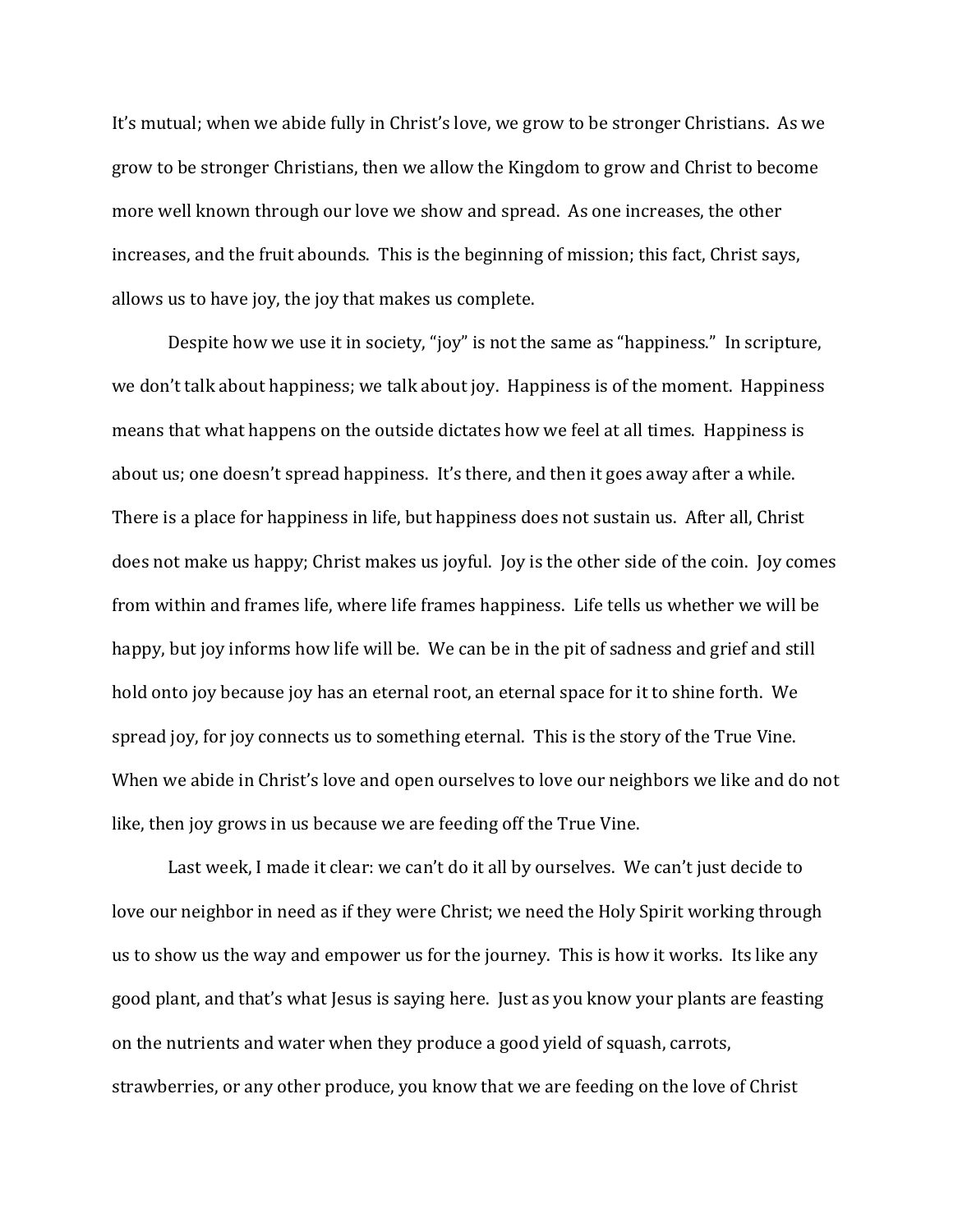It's mutual; when we abide fully in Christ's love, we grow to be stronger Christians. As we grow to be stronger Christians, then we allow the Kingdom to grow and Christ to become more well known through our love we show and spread. As one increases, the other increases, and the fruit abounds. This is the beginning of mission; this fact, Christ says, allows us to have joy, the joy that makes us complete.

Despite how we use it in society, "joy" is not the same as "happiness." In scripture, we don't talk about happiness; we talk about joy. Happiness is of the moment. Happiness means that what happens on the outside dictates how we feel at all times. Happiness is about us; one doesn't spread happiness. It's there, and then it goes away after a while. There is a place for happiness in life, but happiness does not sustain us. After all, Christ does not make us happy; Christ makes us joyful. Joy is the other side of the coin. Joy comes from within and frames life, where life frames happiness. Life tells us whether we will be happy, but joy informs how life will be. We can be in the pit of sadness and grief and still hold onto joy because joy has an eternal root, an eternal space for it to shine forth. We spread joy, for joy connects us to something eternal. This is the story of the True Vine. When we abide in Christ's love and open ourselves to love our neighbors we like and do not like, then joy grows in us because we are feeding off the True Vine.

Last week, I made it clear: we can't do it all by ourselves. We can't just decide to love our neighbor in need as if they were Christ; we need the Holy Spirit working through us to show us the way and empower us for the journey. This is how it works. Its like any good plant, and that's what Jesus is saying here. Just as you know your plants are feasting on the nutrients and water when they produce a good yield of squash, carrots, strawberries, or any other produce, you know that we are feeding on the love of Christ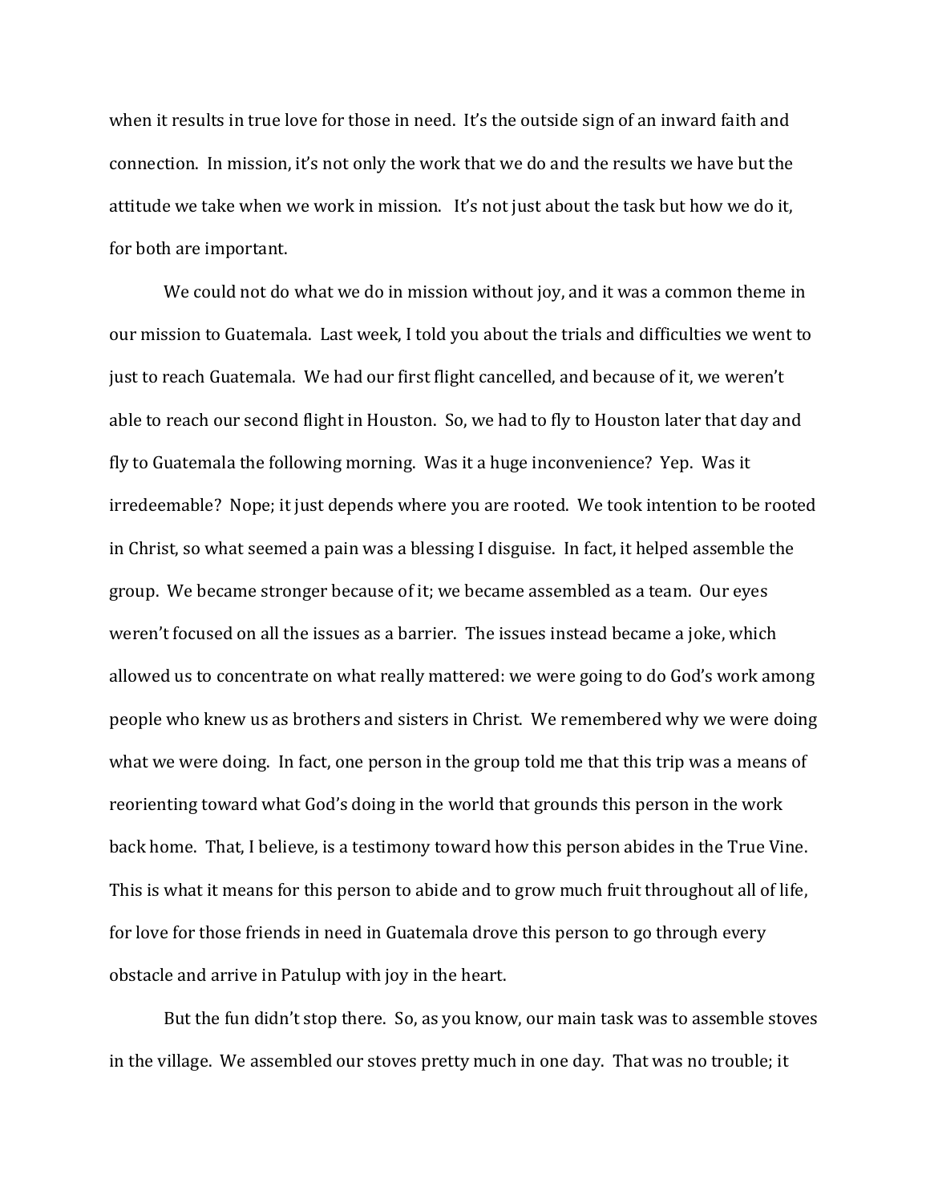when it results in true love for those in need. It's the outside sign of an inward faith and connection. In mission, it's not only the work that we do and the results we have but the attitude we take when we work in mission. It's not just about the task but how we do it, for both are important.

We could not do what we do in mission without joy, and it was a common theme in our mission to Guatemala. Last week, I told you about the trials and difficulties we went to just to reach Guatemala. We had our first flight cancelled, and because of it, we weren't able to reach our second flight in Houston. So, we had to fly to Houston later that day and fly to Guatemala the following morning. Was it a huge inconvenience? Yep. Was it irredeemable? Nope; it just depends where you are rooted. We took intention to be rooted in Christ, so what seemed a pain was a blessing I disguise. In fact, it helped assemble the group. We became stronger because of it; we became assembled as a team. Our eyes weren't focused on all the issues as a barrier. The issues instead became a joke, which allowed us to concentrate on what really mattered: we were going to do God's work among people who knew us as brothers and sisters in Christ. We remembered why we were doing what we were doing. In fact, one person in the group told me that this trip was a means of reorienting toward what God's doing in the world that grounds this person in the work back home. That, I believe, is a testimony toward how this person abides in the True Vine. This is what it means for this person to abide and to grow much fruit throughout all of life, for love for those friends in need in Guatemala drove this person to go through every obstacle and arrive in Patulup with joy in the heart.

But the fun didn't stop there. So, as you know, our main task was to assemble stoves in the village. We assembled our stoves pretty much in one day. That was no trouble; it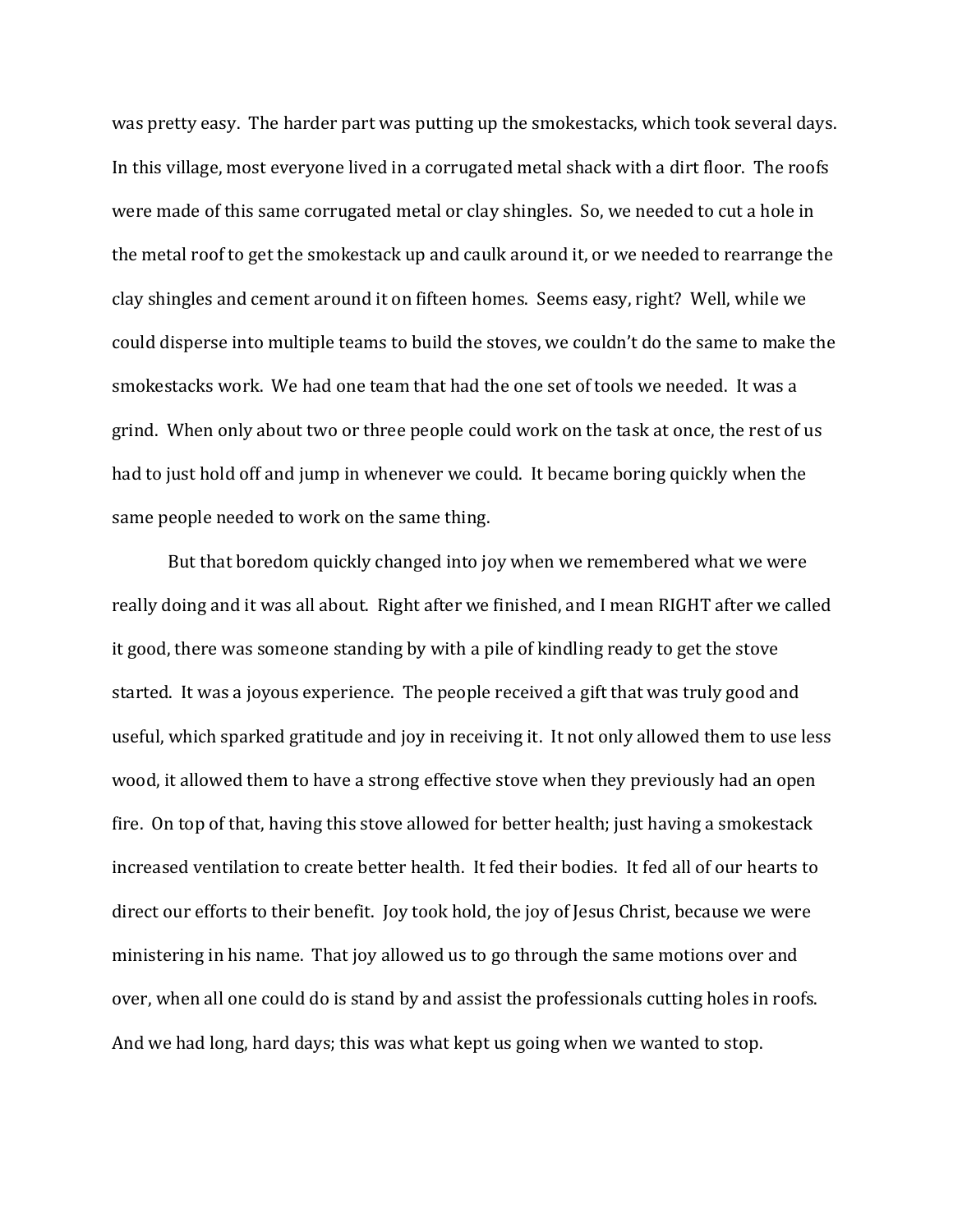was pretty easy. The harder part was putting up the smokestacks, which took several days. In this village, most everyone lived in a corrugated metal shack with a dirt floor. The roofs were made of this same corrugated metal or clay shingles. So, we needed to cut a hole in the metal roof to get the smokestack up and caulk around it, or we needed to rearrange the clay shingles and cement around it on fifteen homes. Seems easy, right? Well, while we could disperse into multiple teams to build the stoves, we couldn't do the same to make the smokestacks work. We had one team that had the one set of tools we needed. It was a grind. When only about two or three people could work on the task at once, the rest of us had to just hold off and jump in whenever we could. It became boring quickly when the same people needed to work on the same thing.

But that boredom quickly changed into joy when we remembered what we were really doing and it was all about. Right after we finished, and I mean RIGHT after we called it good, there was someone standing by with a pile of kindling ready to get the stove started. It was a joyous experience. The people received a gift that was truly good and useful, which sparked gratitude and joy in receiving it. It not only allowed them to use less wood, it allowed them to have a strong effective stove when they previously had an open fire. On top of that, having this stove allowed for better health; just having a smokestack increased ventilation to create better health. It fed their bodies. It fed all of our hearts to direct our efforts to their benefit. Joy took hold, the joy of Jesus Christ, because we were ministering in his name. That joy allowed us to go through the same motions over and over, when all one could do is stand by and assist the professionals cutting holes in roofs. And we had long, hard days; this was what kept us going when we wanted to stop.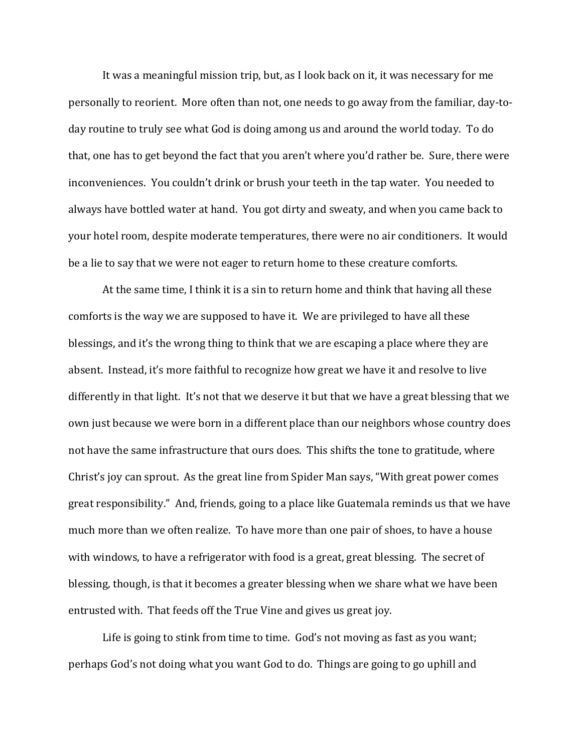It was a meaningful mission trip, but, as I look back on it, it was necessary for me personally to reorient. More often than not, one needs to go away from the familiar, day-to-day routine to truly see what God is doing among us and around the world today. To do that, one has to get beyond the fact that you aren't where you'd rather be. Sure, there were inconveniences. You couldn't drink or brush your teeth in the tap water. You needed to always have bottled water at hand. You got dirty and sweaty, and when you came back to your hotel room, despite moderate temperatures, there were no air conditioners. It would be a lie to say that we were not eager to return home to these creature comforts.

At the same time, I think it is a sin to return home and think that having all these comforts is the way we are supposed to have it. We are privileged to have all these blessings, and it's the wrong thing to think that we are escaping a place where they are absent. Instead, it's more faithful to recognize how great we have it and resolve to live differently in that light. It's not that we deserve it but that we have a great blessing that we own just because we were born in a different place than our neighbors whose country does not have the same infrastructure that ours does. This shifts the tone to gratitude, where Christ's joy can sprout. As the great line from Spider Man says, "With great power comes great responsibility." And, friends, going to a place like Guatemala reminds us that we have much more than we often realize. To have more than one pair of shoes, to have a house with windows, to have a refrigerator with food is a great, great blessing. The secret of blessing, though, is that it becomes a greater blessing when we share what we have been entrusted with. That feeds off the True Vine and gives us great joy.

Life is going to stink from time to time. God's not moving as fast as you want; perhaps God's not doing what you want God to do. Things are going to go uphill and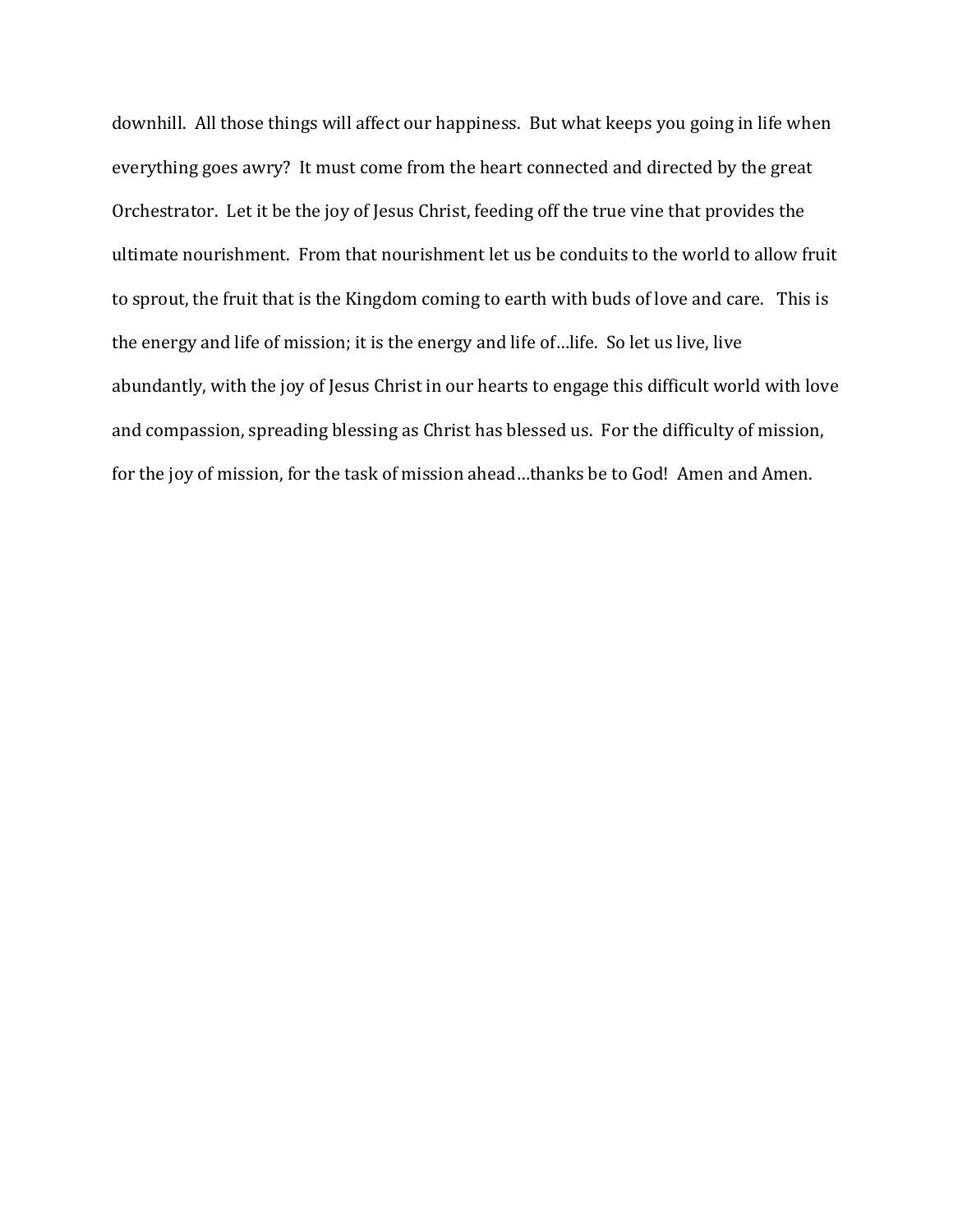downhill. All those things will affect our happiness. But what keeps you going in life when everything goes awry? It must come from the heart connected and directed by the great Orchestrator. Let it be the joy of Jesus Christ, feeding off the true vine that provides the ultimate nourishment. From that nourishment let us be conduits to the world to allow fruit to sprout, the fruit that is the Kingdom coming to earth with buds of love and care. This is the energy and life of mission; it is the energy and life of…life. So let us live, live abundantly, with the joy of Jesus Christ in our hearts to engage this difficult world with love and compassion, spreading blessing as Christ has blessed us. For the difficulty of mission, for the joy of mission, for the task of mission ahead…thanks be to God! Amen and Amen.